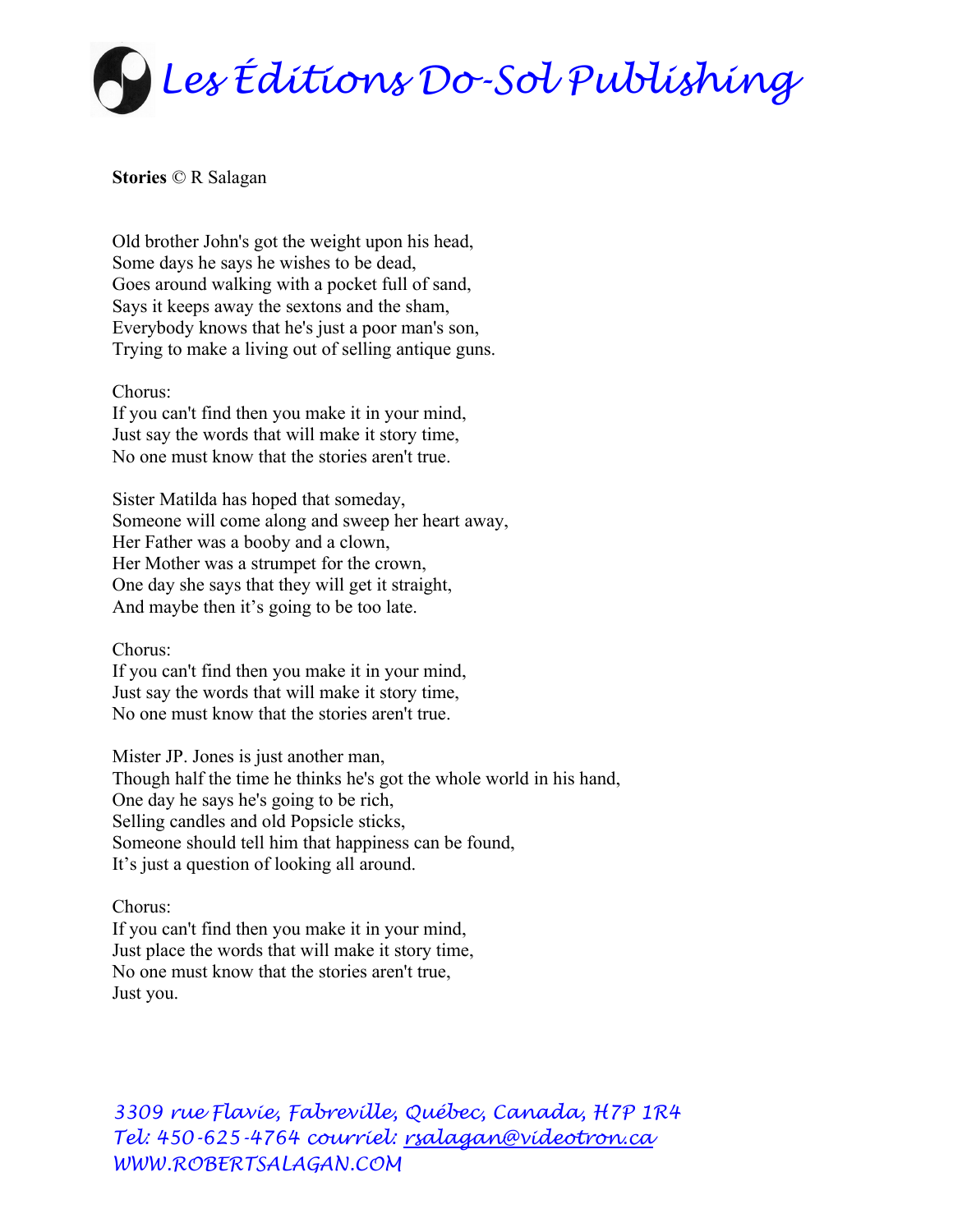# Les Éditions Do-Sol Publishing

**Stories** © R Salagan

Old brother John's got the weight upon his head,
Some days he says he wishes to be dead,
Goes around walking with a pocket full of sand,
Says it keeps away the sextons and the sham,
Everybody knows that he's just a poor man's son,
Trying to make a living out of selling antique guns.

Chorus:
If you can't find then you make it in your mind,
Just say the words that will make it story time,
No one must know that the stories aren't true.

Sister Matilda has hoped that someday,
Someone will come along and sweep her heart away,
Her Father was a booby and a clown,
Her Mother was a strumpet for the crown,
One day she says that they will get it straight,
And maybe then it's going to be too late.

Chorus:
If you can't find then you make it in your mind,
Just say the words that will make it story time,
No one must know that the stories aren't true.

Mister JP. Jones is just another man,
Though half the time he thinks he's got the whole world in his hand,
One day he says he's going to be rich,
Selling candles and old Popsicle sticks,
Someone should tell him that happiness can be found,
It's just a question of looking all around.

Chorus:
If you can't find then you make it in your mind,
Just place the words that will make it story time,
No one must know that the stories aren't true,
Just you.

3309 rue Flavie, Fabreville, Québec, Canada, H7P 1R4
Tel: 450-625-4764 courriel: rsalagan@videotron.ca
WWW.ROBERTSALAGAN.COM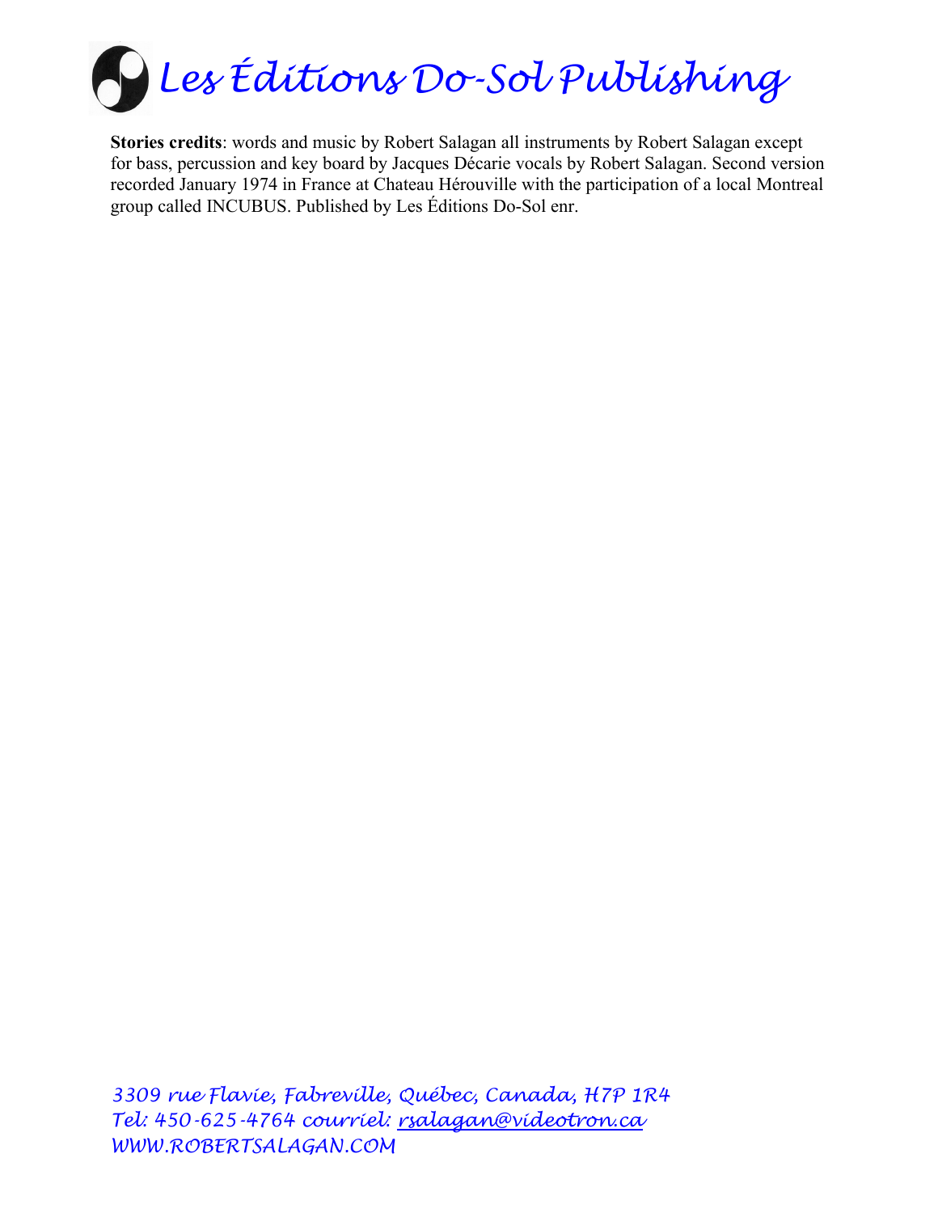# Les Éditions Do-Sol Publishing

**Stories credits**: words and music by Robert Salagan all instruments by Robert Salagan except for bass, percussion and key board by Jacques Décarie vocals by Robert Salagan. Second version recorded January 1974 in France at Chateau Hérouville with the participation of a local Montreal group called INCUBUS. Published by Les Éditions Do-Sol enr.

*3309 rue Flavie, Fabreville, Québec, Canada, H7P 1R4*
*Tel: 450-625-4764 courriel: rsalagan@videotron.ca*
*WWW.ROBERTSALAGAN.COM*